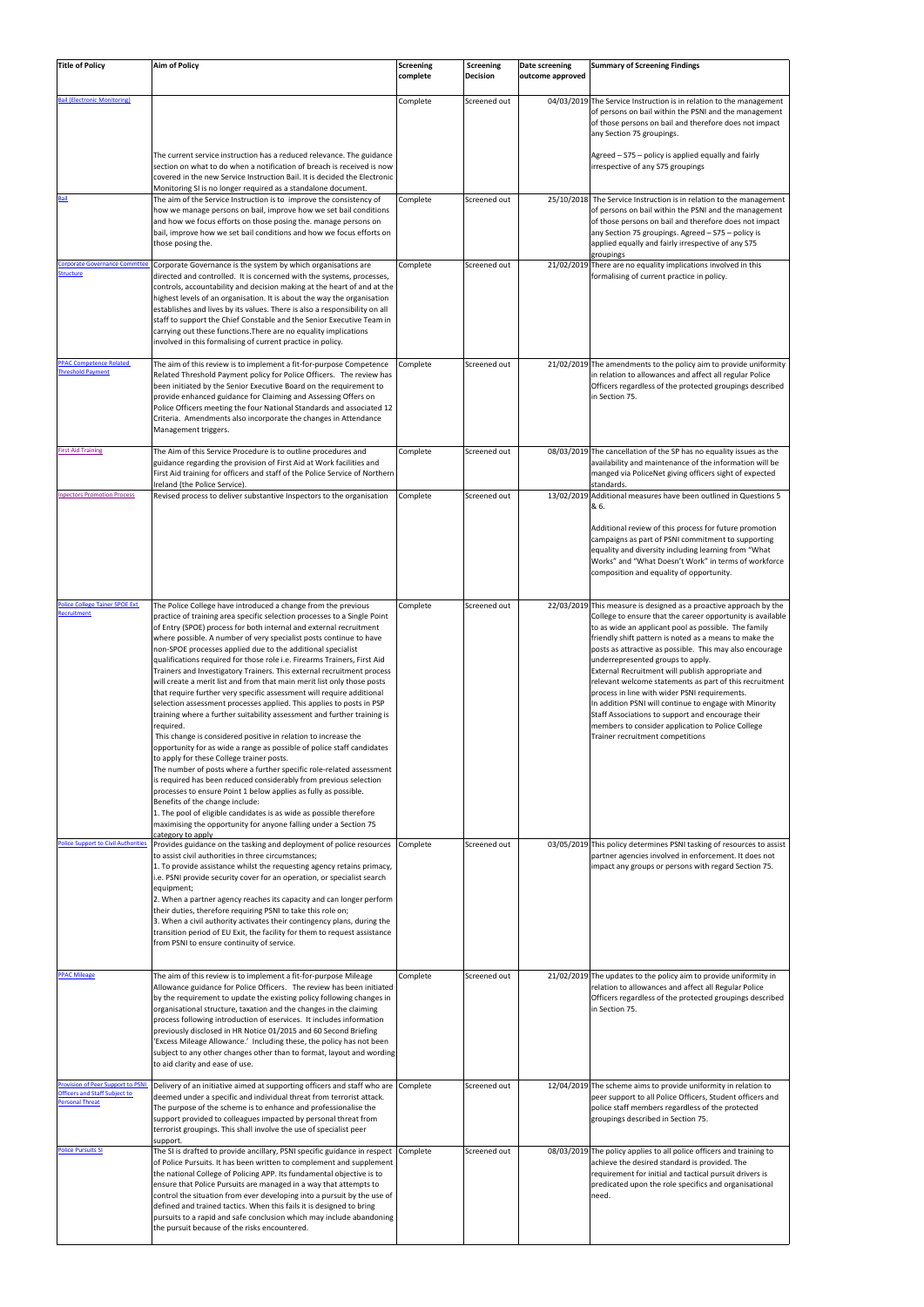| Title of Policy | Aim of Policy | Screening complete | Screening Decision | Date screening outcome approved | Summary of Screening Findings |
| --- | --- | --- | --- | --- | --- |
| Bail (Electronic Monitoring) | The current service instruction has a reduced relevance. The guidance section on what to do when a notification of breach is received is now covered in the new Service Instruction Bail. It is decided the Electronic Monitoring SI is no longer required as a standalone document. | Complete | Screened out | 04/03/2019 | The Service Instruction is in relation to the management of persons on bail within the PSNI and the management of those persons on bail and therefore does not impact any Section 75 groupings. Agreed – S75 – policy is applied equally and fairly irrespective of any S75 groupings |
| Bail | The aim of the Service Instruction is to improve the consistency of how we manage persons on bail, improve how we set bail conditions and how we focus efforts on those posing the. manage persons on bail, improve how we set bail conditions and how we focus efforts on those posing the. | Complete | Screened out | 25/10/2018 | The Service Instruction is in relation to the management of persons on bail within the PSNI and the management of those persons on bail and therefore does not impact any Section 75 groupings. Agreed – S75 – policy is applied equally and fairly irrespective of any S75 groupings |
| Corporate Governance Committee Structure | Corporate Governance is the system by which organisations are directed and controlled. It is concerned with the systems, processes, controls, accountability and decision making at the heart of and at the highest levels of an organisation. It is about the way the organisation establishes and lives by its values. There is also a responsibility on all staff to support the Chief Constable and the Senior Executive Team in carrying out these functions.There are no equality implications involved in this formalising of current practice in policy. | Complete | Screened out | 21/02/2019 | There are no equality implications involved in this formalising of current practice in policy. |
| PPAC Competence Related Threshold Payment | The aim of this review is to implement a fit-for-purpose Competence Related Threshold Payment policy for Police Officers. The review has been initiated by the Senior Executive Board on the requirement to provide enhanced guidance for Claiming and Assessing Offers on Police Officers meeting the four National Standards and associated 12 Criteria. Amendments also incorporate the changes in Attendance Management triggers. | Complete | Screened out | 21/02/2019 | The amendments to the policy aim to provide uniformity in relation to allowances and affect all regular Police Officers regardless of the protected groupings described in Section 75. |
| First Aid Training | The Aim of this Service Procedure is to outline procedures and guidance regarding the provision of First Aid at Work facilities and First Aid training for officers and staff of the Police Service of Northern Ireland (the Police Service). | Complete | Screened out | 08/03/2019 | The cancellation of the SP has no equality issues as the availability and maintenance of the information will be manged via PoliceNet giving officers sight of expected standards. |
| Inspectors Promotion Process | Revised process to deliver substantive Inspectors to the organisation | Complete | Screened out | 13/02/2019 | Additional measures have been outlined in Questions 5 & 6. Additional review of this process for future promotion campaigns as part of PSNI commitment to supporting equality and diversity including learning from "What Works" and "What Doesn't Work" in terms of workforce composition and equality of opportunity. |
| Police College Tainer SPOE Ext. Recruitment | The Police College have introduced a change from the previous practice of training area specific selection processes to a Single Point of Entry (SPOE) process for both internal and external recruitment where possible. A number of very specialist posts continue to have non-SPOE processes applied due to the additional specialist qualifications required for those role i.e. Firearms Trainers, First Aid Trainers and Investigatory Trainers. This external recruitment process will create a merit list and from that main merit list only those posts that require further very specific assessment will require additional selection assessment processes applied. This applies to posts in PSP training where a further suitability assessment and further training is required.<br>This change is considered positive in relation to increase the opportunity for as wide a range as possible of police staff candidates to apply for these College trainer posts.<br>The number of posts where a further specific role-related assessment is required has been reduced considerably from previous selection processes to ensure Point 1 below applies as fully as possible.<br>Benefits of the change include:<br>1. The pool of eligible candidates is as wide as possible therefore maximising the opportunity for anyone falling under a Section 75 category to apply | Complete | Screened out | 22/03/2019 | This measure is designed as a proactive approach by the College to ensure that the career opportunity is available to as wide an applicant pool as possible. The family friendly shift pattern is noted as a means to make the posts as attractive as possible. This may also encourage underrepresented groups to apply.<br>External Recruitment will publish appropriate and relevant welcome statements as part of this recruitment process in line with wider PSNI requirements.<br>In addition PSNI will continue to engage with Minority Staff Associations to support and encourage their members to consider application to Police College Trainer recruitment competitions |
| Police Support to Civil Authorities | Provides guidance on the tasking and deployment of police resources to assist civil authorities in three circumstances;<br>1. To provide assistance whilst the requesting agency retains primacy, i.e. PSNI provide security cover for an operation, or specialist search equipment;<br>2. When a partner agency reaches its capacity and can longer perform their duties, therefore requiring PSNI to take this role on;<br>3. When a civil authority activates their contingency plans, during the transition period of EU Exit, the facility for them to request assistance from PSNI to ensure continuity of service. | Complete | Screened out | 03/05/2019 | This policy determines PSNI tasking of resources to assist partner agencies involved in enforcement. It does not impact any groups or persons with regard Section 75. |
| PPAC Mileage | The aim of this review is to implement a fit-for-purpose Mileage Allowance guidance for Police Officers. The review has been initiated by the requirement to update the existing policy following changes in organisational structure, taxation and the changes in the claiming process following introduction of eservices. It includes information previously disclosed in HR Notice 01/2015 and 60 Second Briefing 'Excess Mileage Allowance.' Including these, the policy has not been subject to any other changes other than to format, layout and wording to aid clarity and ease of use. | Complete | Screened out | 21/02/2019 | The updates to the policy aim to provide uniformity in relation to allowances and affect all Regular Police Officers regardless of the protected groupings described in Section 75. |
| Provision of Peer Support to PSNI Officers and Staff Subject to Personal Threat | Delivery of an initiative aimed at supporting officers and staff who are deemed under a specific and individual threat from terrorist attack. The purpose of the scheme is to enhance and professionalise the support provided to colleagues impacted by personal threat from terrorist groupings. This shall involve the use of specialist peer support. | Complete | Screened out | 12/04/2019 | The scheme aims to provide uniformity in relation to peer support to all Police Officers, Student officers and police staff members regardless of the protected groupings described in Section 75. |
| Police Pursuits SI | The SI is drafted to provide ancillary, PSNI specific guidance in respect of Police Pursuits. It has been written to complement and supplement the national College of Policing APP. Its fundamental objective is to ensure that Police Pursuits are managed in a way that attempts to control the situation from ever developing into a pursuit by the use of defined and trained tactics. When this fails it is designed to bring pursuits to a rapid and safe conclusion which may include abandoning the pursuit because of the risks encountered. | Complete | Screened out | 08/03/2019 | The policy applies to all police officers and training to achieve the desired standard is provided. The requirement for initial and tactical pursuit drivers is predicated upon the role specifics and organisational need. |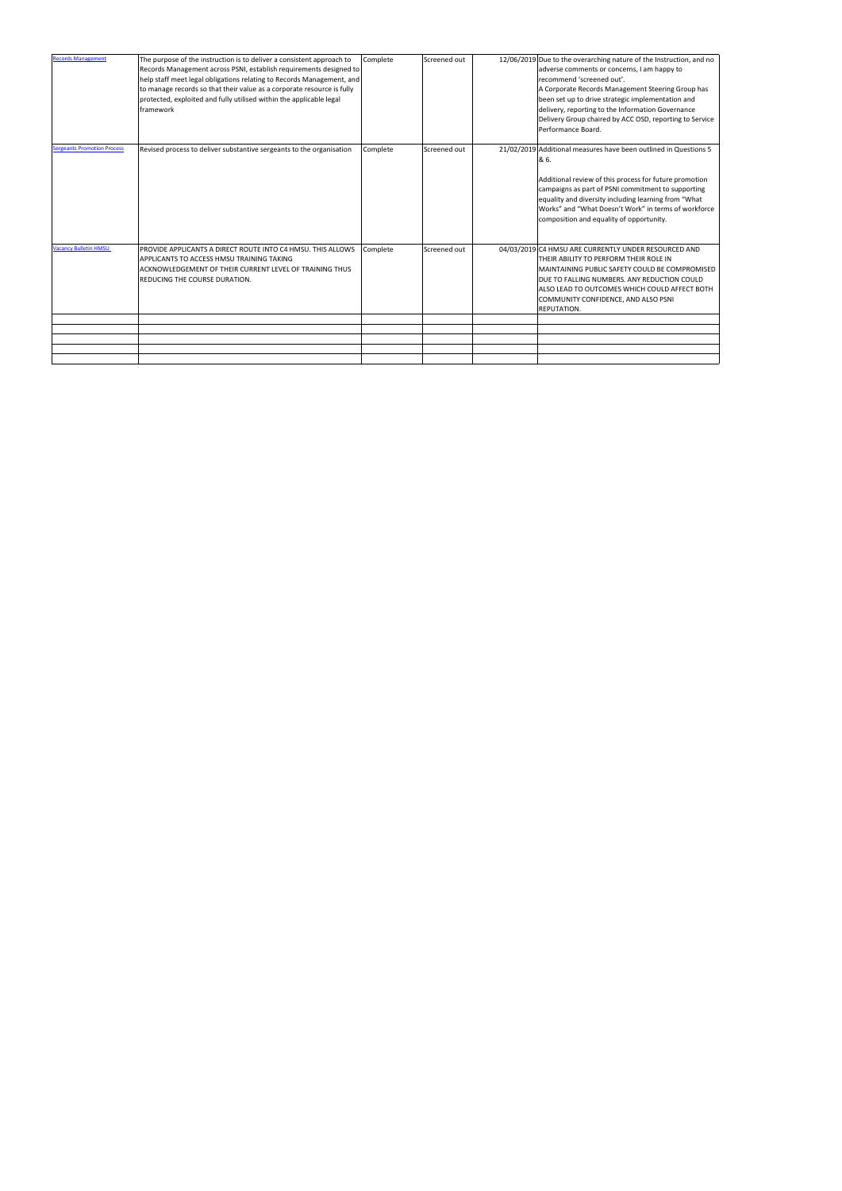| | | | | | |
|---|---|---|---|---|---|
| Records Management | The purpose of the instruction is to deliver a consistent approach to Records Management across PSNI, establish requirements designed to help staff meet legal obligations relating to Records Management, and to manage records so that their value as a corporate resource is fully protected, exploited and fully utilised within the applicable legal framework | Complete | Screened out | 12/06/2019 | Due to the overarching nature of the Instruction, and no adverse comments or concerns, I am happy to recommend 'screened out'. A Corporate Records Management Steering Group has been set up to drive strategic implementation and delivery, reporting to the Information Governance Delivery Group chaired by ACC OSD, reporting to Service Performance Board. |
| Sergeants Promotion Process | Revised process to deliver substantive sergeants to the organisation | Complete | Screened out | 21/02/2019 | Additional measures have been outlined in Questions 5 & 6.<br><br>Additional review of this process for future promotion campaigns as part of PSNI commitment to supporting equality and diversity including learning from "What Works" and "What Doesn't Work" in terms of workforce composition and equality of opportunity. |
| Vacancy Bulletin HMSU | PROVIDE APPLICANTS A DIRECT ROUTE INTO C4 HMSU. THIS ALLOWS APPLICANTS TO ACCESS HMSU TRAINING TAKING ACKNOWLEDGEMENT OF THEIR CURRENT LEVEL OF TRAINING THUS REDUCING THE COURSE DURATION. | Complete | Screened out | 04/03/2019 | C4 HMSU ARE CURRENTLY UNDER RESOURCED AND THEIR ABILITY TO PERFORM THEIR ROLE IN MAINTAINING PUBLIC SAFETY COULD BE COMPROMISED DUE TO FALLING NUMBERS. ANY REDUCTION COULD ALSO LEAD TO OUTCOMES WHICH COULD AFFECT BOTH COMMUNITY CONFIDENCE, AND ALSO PSNI REPUTATION. |
| | | | | | |
| | | | | | |
| | | | | | |
| | | | | | |
| | | | | | |